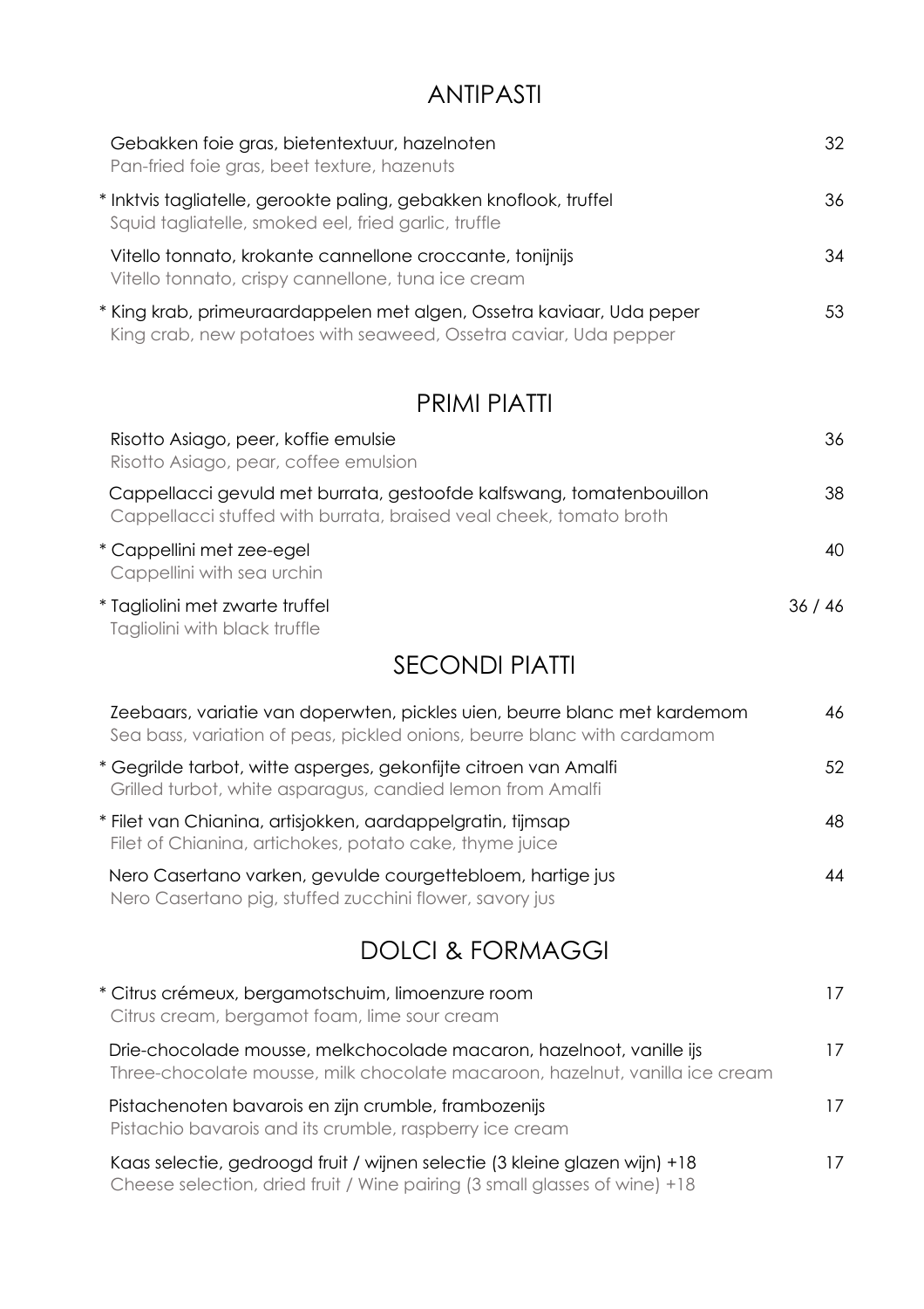## ANTIPASTI

Gebakken foie gras, bietentextuur, hazelnoten — 32
Pan-fried foie gras, beet texture, hazenuts

* Inktvis tagliatelle, gerookte paling, gebakken knoflook, truffel — 36
Squid tagliatelle, smoked eel, fried garlic, truffle

Vitello tonnato, krokante cannellone croccante, tonijnijs — 34
Vitello tonnato, crispy cannellone, tuna ice cream

* King krab, primeuraardappelen met algen, Ossetra kaviaar, Uda peper — 53
King crab, new potatoes with seaweed, Ossetra caviar, Uda pepper

## PRIMI PIATTI

Risotto Asiago, peer, koffie emulsie — 36
Risotto Asiago, pear, coffee emulsion

Cappellacci gevuld met burrata, gestoofde kalfswang, tomatenbouillon — 38
Cappellacci stuffed with burrata, braised veal cheek, tomato broth

* Cappellini met zee-egel — 40
Cappellini with sea urchin

* Tagliolini met zwarte truffel — 36 / 46
Tagliolini with black truffle

## SECONDI PIATTI

Zeebaars, variatie van doperwten, pickles uien, beurre blanc met kardemom — 46
Sea bass, variation of peas, pickled onions, beurre blanc with cardamom

* Gegrilde tarbot, witte asperges, gekonfijte citroen van Amalfi — 52
Grilled turbot, white asparagus, candied lemon from Amalfi

* Filet van Chianina, artisjokken, aardappelgratin, tijmsap — 48
Filet of Chianina, artichokes, potato cake, thyme juice

Nero Casertano varken, gevulde courgettebloem, hartige jus — 44
Nero Casertano pig, stuffed zucchini flower, savory jus

## DOLCI & FORMAGGI

* Citrus crémeux, bergamotschuim, limoenzure room — 17
Citrus cream, bergamot foam, lime sour cream

Drie-chocolade mousse, melkchocolade macaron, hazelnoot, vanille ijs — 17
Three-chocolate mousse, milk chocolate macaroon, hazelnut, vanilla ice cream

Pistachenoten bavarois en zijn crumble, frambozenijs — 17
Pistachio bavarois and its crumble, raspberry ice cream

Kaas selectie, gedroogd fruit / wijnen selectie (3 kleine glazen wijn) +18 — 17
Cheese selection, dried fruit / Wine pairing (3 small glasses of wine) +18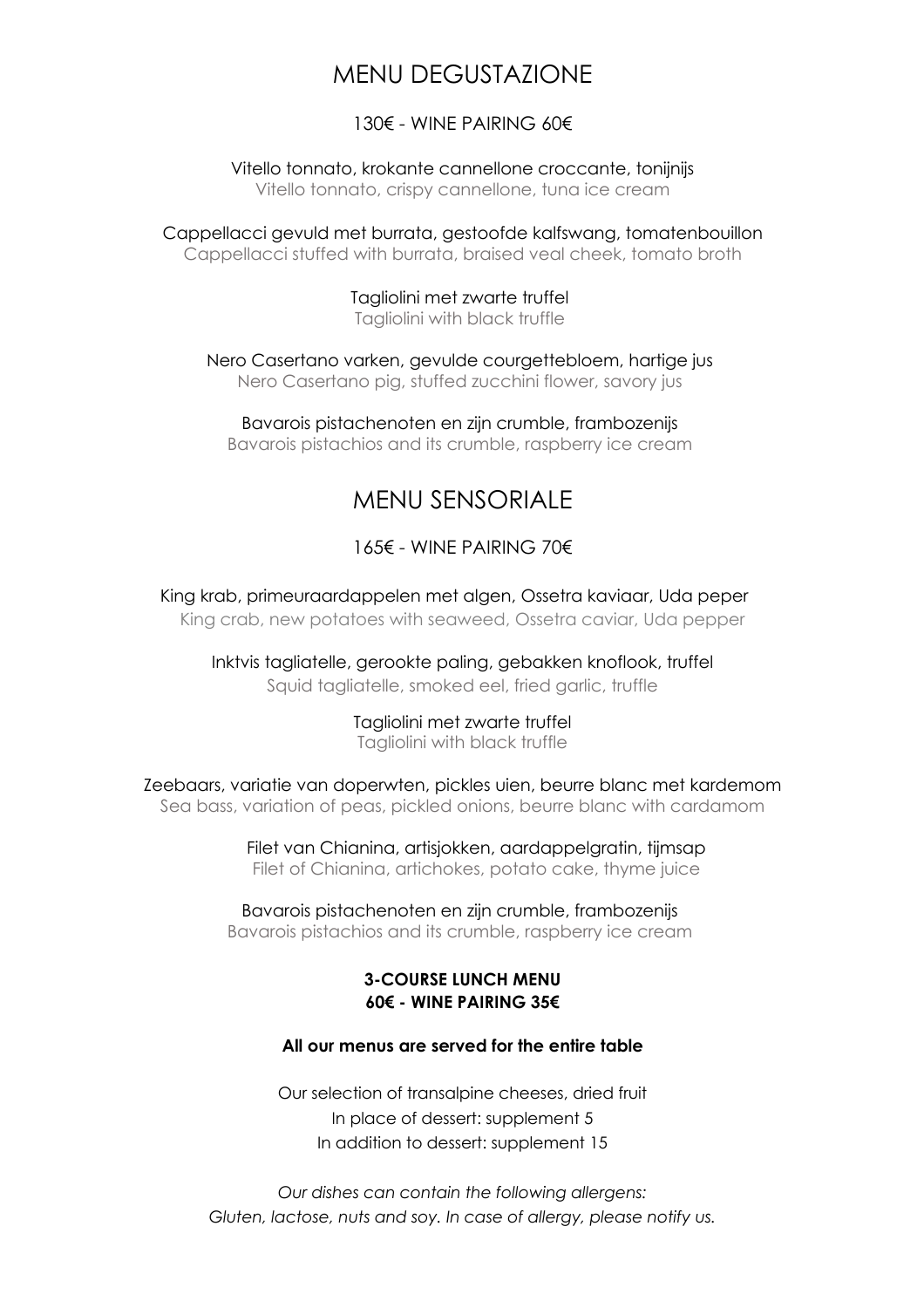# MENU DEGUSTAZIONE

130€ - WINE PAIRING 60€

Vitello tonnato, krokante cannellone croccante, tonijnijs
Vitello tonnato, crispy cannellone, tuna ice cream

Cappellacci gevuld met burrata, gestoofde kalfswang, tomatenbouillon
Cappellacci stuffed with burrata, braised veal cheek, tomato broth

Tagliolini met zwarte truffel
Tagliolini with black truffle

Nero Casertano varken, gevulde courgettebloem, hartige jus
Nero Casertano pig, stuffed zucchini flower, savory jus

Bavarois pistachenoten en zijn crumble, frambozenijs
Bavarois pistachios and its crumble, raspberry ice cream

# MENU SENSORIALE

165€ - WINE PAIRING 70€

King krab, primeuraardappelen met algen, Ossetra kaviaar, Uda peper
King crab, new potatoes with seaweed, Ossetra caviar, Uda pepper

Inktvis tagliatelle, gerookte paling, gebakken knoflook, truffel
Squid tagliatelle, smoked eel, fried garlic, truffle

Tagliolini met zwarte truffel
Tagliolini with black truffle

Zeebaars, variatie van doperwten, pickles uien, beurre blanc met kardemom
Sea bass, variation of peas, pickled onions, beurre blanc with cardamom

Filet van Chianina, artisjokken, aardappelgratin, tijmsap
Filet of Chianina, artichokes, potato cake, thyme juice

Bavarois pistachenoten en zijn crumble, frambozenijs
Bavarois pistachios and its crumble, raspberry ice cream

**3-COURSE LUNCH MENU**
**60€ - WINE PAIRING 35€**

**All our menus are served for the entire table**

Our selection of transalpine cheeses, dried fruit
In place of dessert: supplement 5
In addition to dessert: supplement 15

*Our dishes can contain the following allergens:*
*Gluten, lactose, nuts and soy. In case of allergy, please notify us.*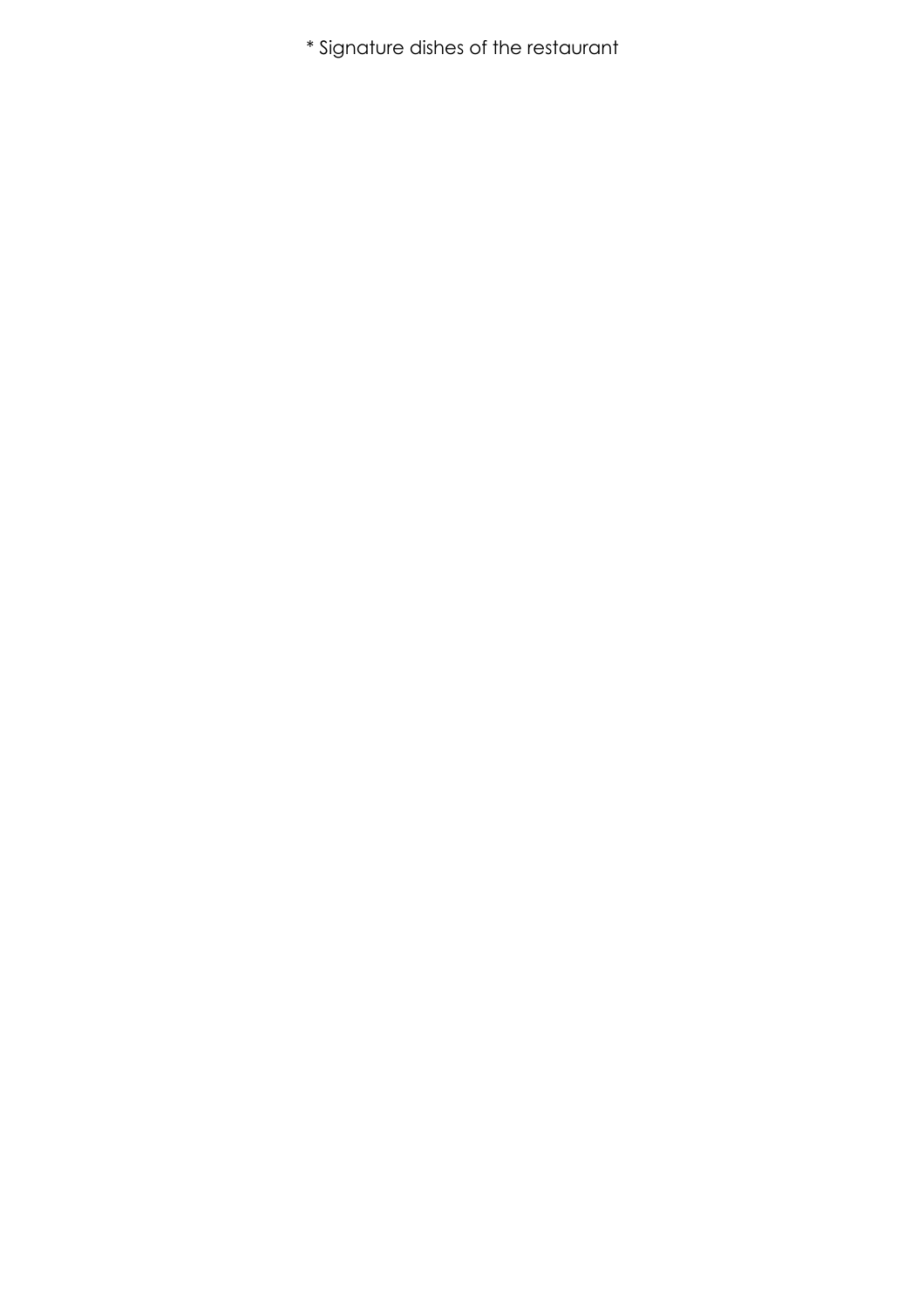* Signature dishes of the restaurant